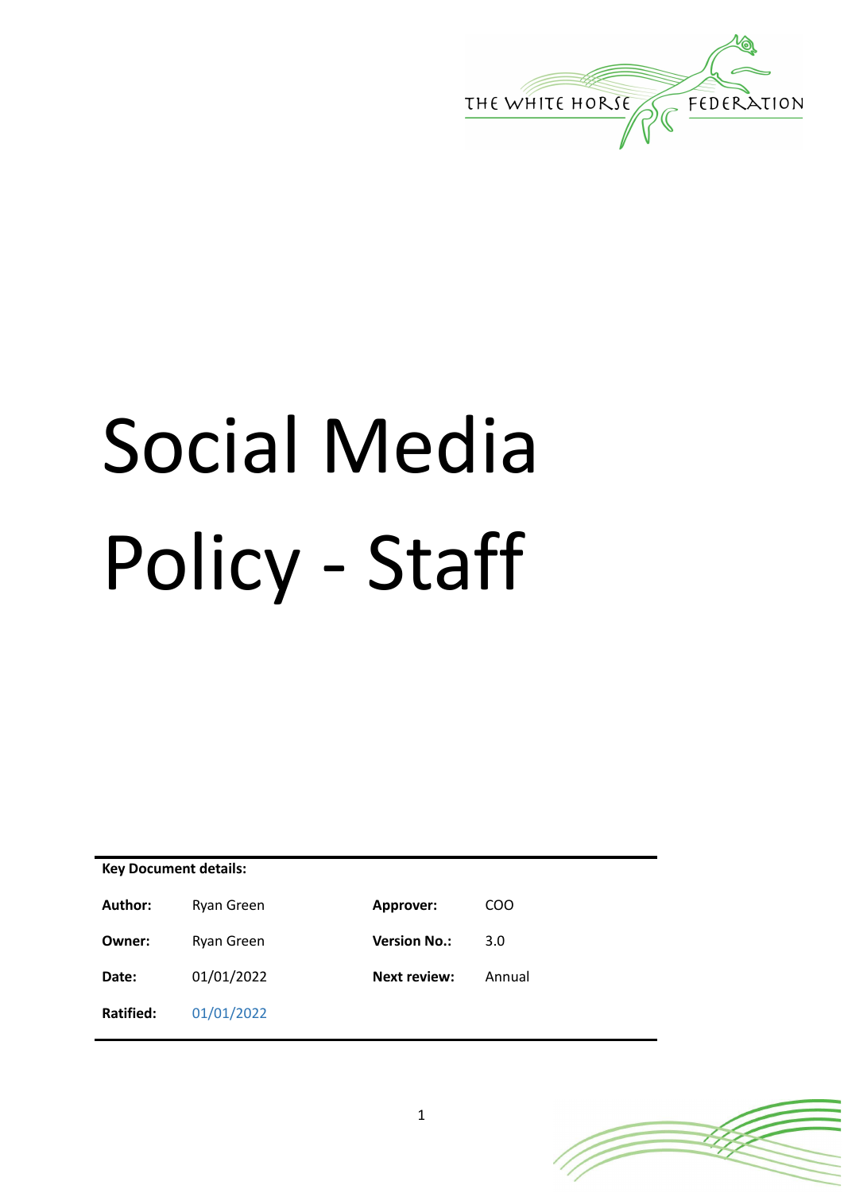THE WHITE HORSE FEDERATION

# Social Media Policy - Staff

| Key Document details: | | | |
|---|---|---|---|
| **Author:** | Ryan Green | **Approver:** | COO |
| **Owner:** | Ryan Green | **Version No.:** | 3.0 |
| **Date:** | 01/01/2022 | **Next review:** | Annual |
| **Ratified:** | 01/01/2022 | | |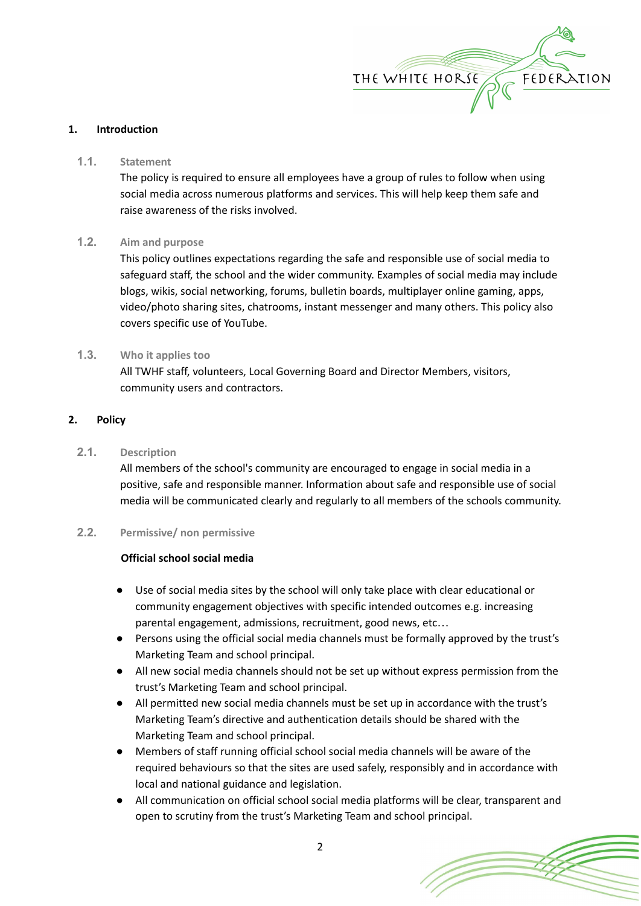## 1. Introduction

### 1.1. Statement

The policy is required to ensure all employees have a group of rules to follow when using social media across numerous platforms and services. This will help keep them safe and raise awareness of the risks involved.

### 1.2. Aim and purpose

This policy outlines expectations regarding the safe and responsible use of social media to safeguard staff, the school and the wider community. Examples of social media may include blogs, wikis, social networking, forums, bulletin boards, multiplayer online gaming, apps, video/photo sharing sites, chatrooms, instant messenger and many others. This policy also covers specific use of YouTube.

### 1.3. Who it applies too

All TWHF staff, volunteers, Local Governing Board and Director Members, visitors, community users and contractors.

## 2. Policy

### 2.1. Description

All members of the school's community are encouraged to engage in social media in a positive, safe and responsible manner. Information about safe and responsible use of social media will be communicated clearly and regularly to all members of the schools community.

### 2.2. Permissive/ non permissive

**Official school social media**

- Use of social media sites by the school will only take place with clear educational or community engagement objectives with specific intended outcomes e.g. increasing parental engagement, admissions, recruitment, good news, etc…
- Persons using the official social media channels must be formally approved by the trust's Marketing Team and school principal.
- All new social media channels should not be set up without express permission from the trust's Marketing Team and school principal.
- All permitted new social media channels must be set up in accordance with the trust's Marketing Team's directive and authentication details should be shared with the Marketing Team and school principal.
- Members of staff running official school social media channels will be aware of the required behaviours so that the sites are used safely, responsibly and in accordance with local and national guidance and legislation.
- All communication on official school social media platforms will be clear, transparent and open to scrutiny from the trust's Marketing Team and school principal.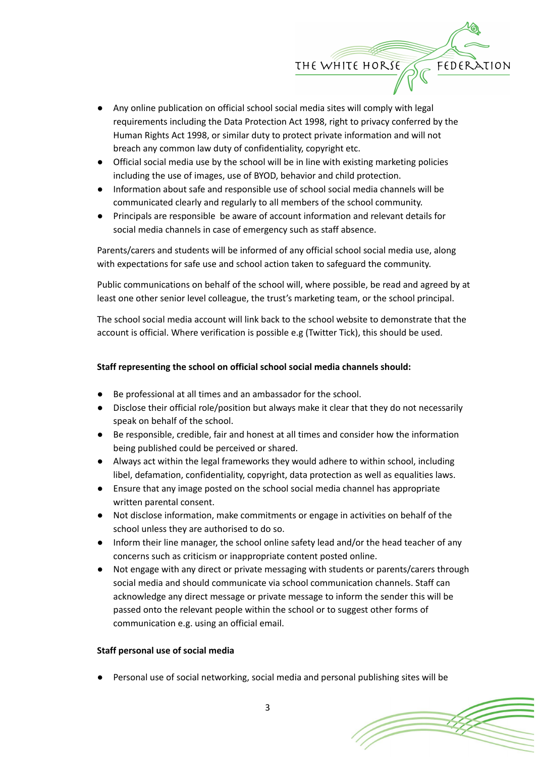- Any online publication on official school social media sites will comply with legal requirements including the Data Protection Act 1998, right to privacy conferred by the Human Rights Act 1998, or similar duty to protect private information and will not breach any common law duty of confidentiality, copyright etc.
- Official social media use by the school will be in line with existing marketing policies including the use of images, use of BYOD, behavior and child protection.
- Information about safe and responsible use of school social media channels will be communicated clearly and regularly to all members of the school community.
- Principals are responsible  be aware of account information and relevant details for social media channels in case of emergency such as staff absence.

Parents/carers and students will be informed of any official school social media use, along with expectations for safe use and school action taken to safeguard the community.

Public communications on behalf of the school will, where possible, be read and agreed by at least one other senior level colleague, the trust's marketing team, or the school principal.

The school social media account will link back to the school website to demonstrate that the account is official. Where verification is possible e.g (Twitter Tick), this should be used.

**Staff representing the school on official school social media channels should:**

- Be professional at all times and an ambassador for the school.
- Disclose their official role/position but always make it clear that they do not necessarily speak on behalf of the school.
- Be responsible, credible, fair and honest at all times and consider how the information being published could be perceived or shared.
- Always act within the legal frameworks they would adhere to within school, including libel, defamation, confidentiality, copyright, data protection as well as equalities laws.
- Ensure that any image posted on the school social media channel has appropriate written parental consent.
- Not disclose information, make commitments or engage in activities on behalf of the school unless they are authorised to do so.
- Inform their line manager, the school online safety lead and/or the head teacher of any concerns such as criticism or inappropriate content posted online.
- Not engage with any direct or private messaging with students or parents/carers through social media and should communicate via school communication channels. Staff can acknowledge any direct message or private message to inform the sender this will be passed onto the relevant people within the school or to suggest other forms of communication e.g. using an official email.

**Staff personal use of social media**

- Personal use of social networking, social media and personal publishing sites will be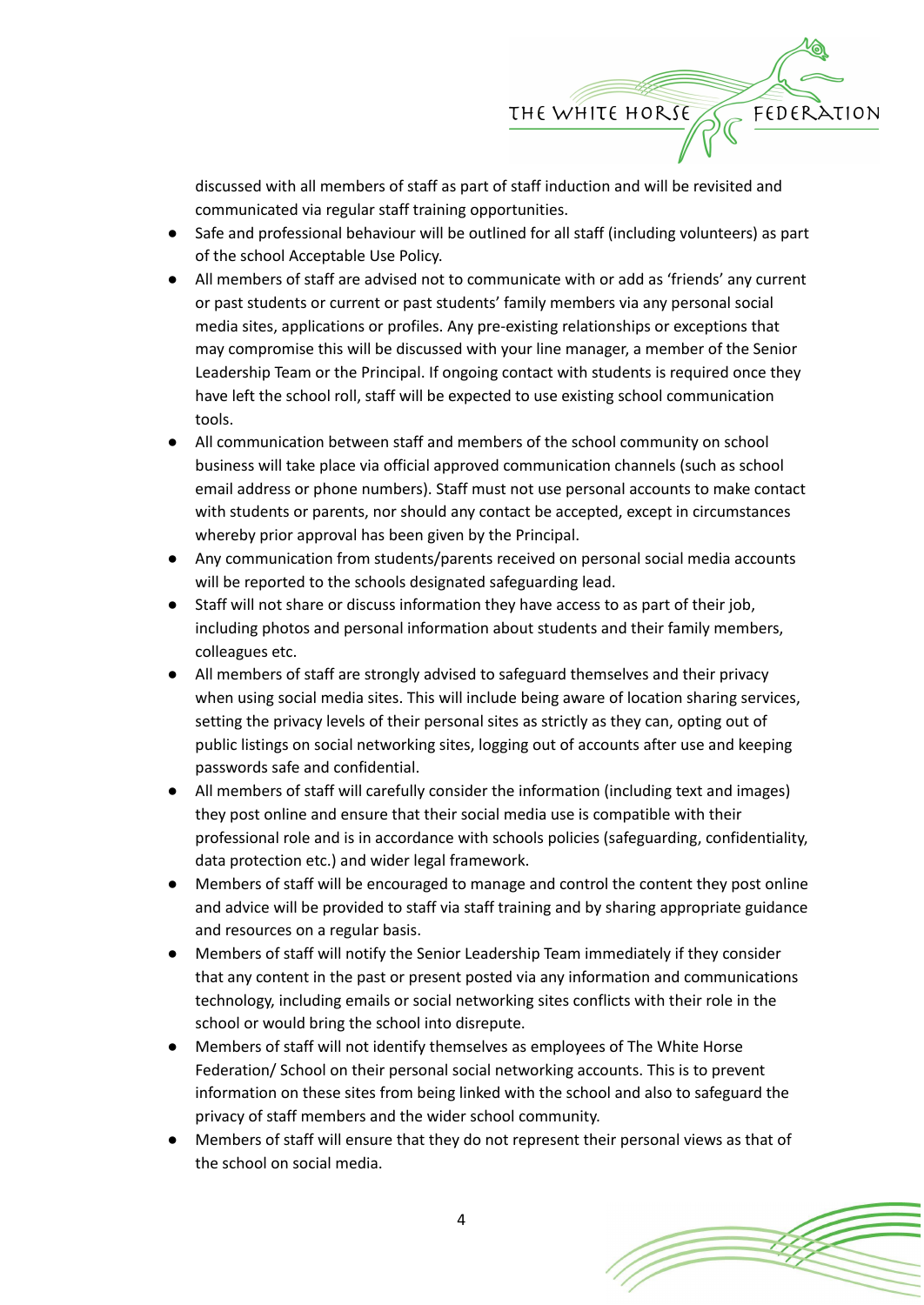discussed with all members of staff as part of staff induction and will be revisited and communicated via regular staff training opportunities.

- Safe and professional behaviour will be outlined for all staff (including volunteers) as part of the school Acceptable Use Policy.
- All members of staff are advised not to communicate with or add as 'friends' any current or past students or current or past students' family members via any personal social media sites, applications or profiles. Any pre-existing relationships or exceptions that may compromise this will be discussed with your line manager, a member of the Senior Leadership Team or the Principal. If ongoing contact with students is required once they have left the school roll, staff will be expected to use existing school communication tools.
- All communication between staff and members of the school community on school business will take place via official approved communication channels (such as school email address or phone numbers). Staff must not use personal accounts to make contact with students or parents, nor should any contact be accepted, except in circumstances whereby prior approval has been given by the Principal.
- Any communication from students/parents received on personal social media accounts will be reported to the schools designated safeguarding lead.
- Staff will not share or discuss information they have access to as part of their job, including photos and personal information about students and their family members, colleagues etc.
- All members of staff are strongly advised to safeguard themselves and their privacy when using social media sites. This will include being aware of location sharing services, setting the privacy levels of their personal sites as strictly as they can, opting out of public listings on social networking sites, logging out of accounts after use and keeping passwords safe and confidential.
- All members of staff will carefully consider the information (including text and images) they post online and ensure that their social media use is compatible with their professional role and is in accordance with schools policies (safeguarding, confidentiality, data protection etc.) and wider legal framework.
- Members of staff will be encouraged to manage and control the content they post online and advice will be provided to staff via staff training and by sharing appropriate guidance and resources on a regular basis.
- Members of staff will notify the Senior Leadership Team immediately if they consider that any content in the past or present posted via any information and communications technology, including emails or social networking sites conflicts with their role in the school or would bring the school into disrepute.
- Members of staff will not identify themselves as employees of The White Horse Federation/ School on their personal social networking accounts. This is to prevent information on these sites from being linked with the school and also to safeguard the privacy of staff members and the wider school community.
- Members of staff will ensure that they do not represent their personal views as that of the school on social media.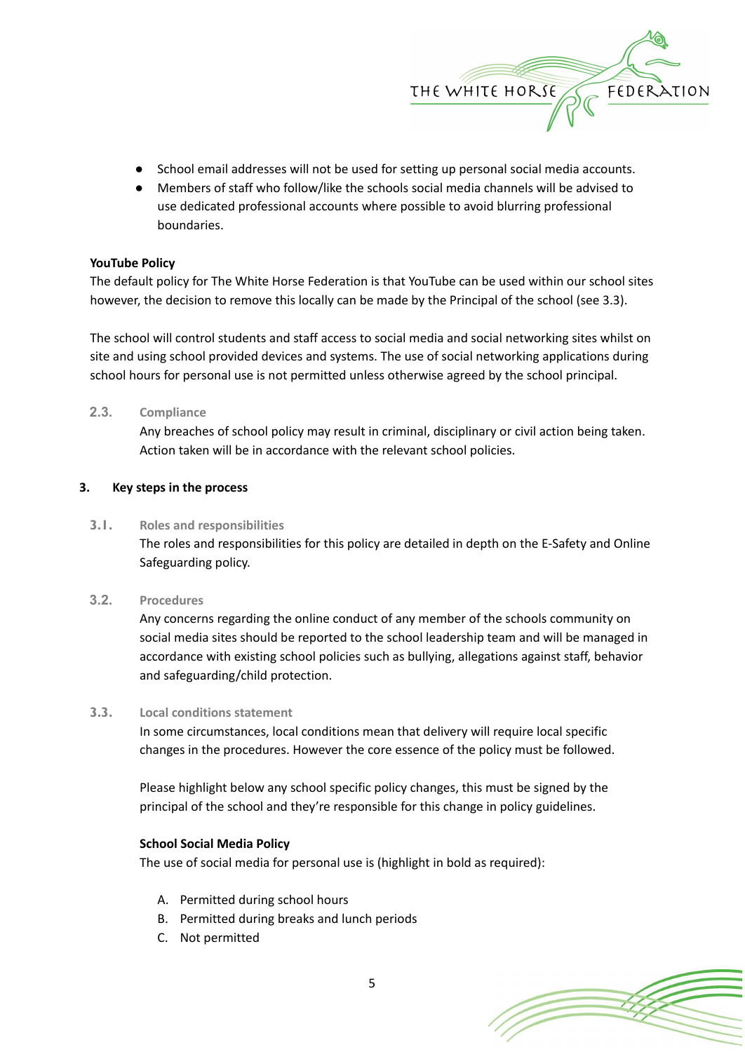- School email addresses will not be used for setting up personal social media accounts.
- Members of staff who follow/like the schools social media channels will be advised to use dedicated professional accounts where possible to avoid blurring professional boundaries.

**YouTube Policy**

The default policy for The White Horse Federation is that YouTube can be used within our school sites however, the decision to remove this locally can be made by the Principal of the school (see 3.3).

The school will control students and staff access to social media and social networking sites whilst on site and using school provided devices and systems. The use of social networking applications during school hours for personal use is not permitted unless otherwise agreed by the school principal.

### 2.3. Compliance

Any breaches of school policy may result in criminal, disciplinary or civil action being taken. Action taken will be in accordance with the relevant school policies.

## 3. Key steps in the process

### 3.1. Roles and responsibilities

The roles and responsibilities for this policy are detailed in depth on the E-Safety and Online Safeguarding policy.

### 3.2. Procedures

Any concerns regarding the online conduct of any member of the schools community on social media sites should be reported to the school leadership team and will be managed in accordance with existing school policies such as bullying, allegations against staff, behavior and safeguarding/child protection.

### 3.3. Local conditions statement

In some circumstances, local conditions mean that delivery will require local specific changes in the procedures. However the core essence of the policy must be followed.

Please highlight below any school specific policy changes, this must be signed by the principal of the school and they're responsible for this change in policy guidelines.

**School Social Media Policy**

The use of social media for personal use is (highlight in bold as required):

A. Permitted during school hours
B. Permitted during breaks and lunch periods
C. Not permitted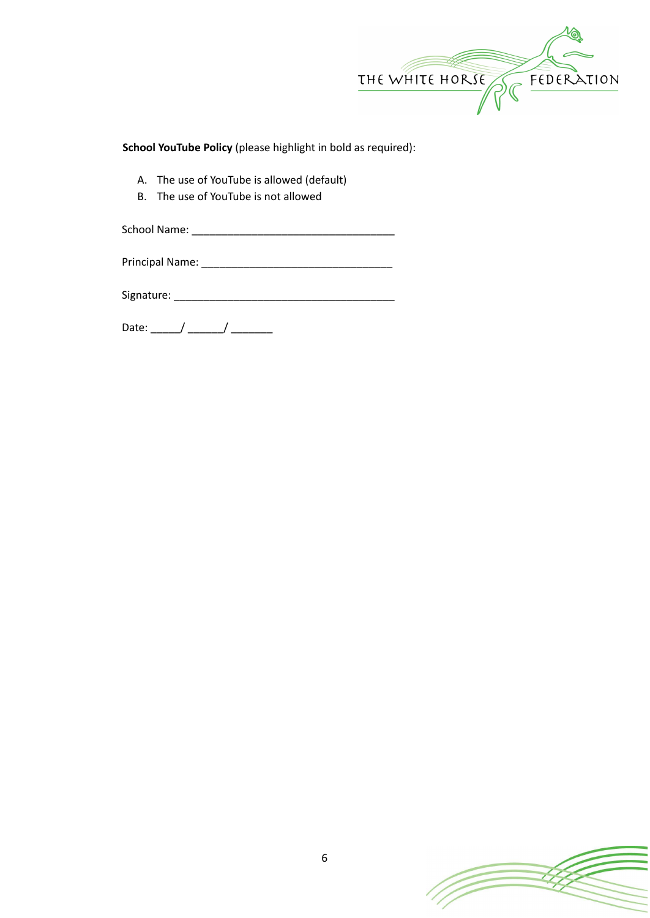**School YouTube Policy** (please highlight in bold as required):

A. The use of YouTube is allowed (default)
B. The use of YouTube is not allowed

School Name: ___________________________________

Principal Name: _________________________________

Signature: ______________________________________

Date: _____/ ______/ _______